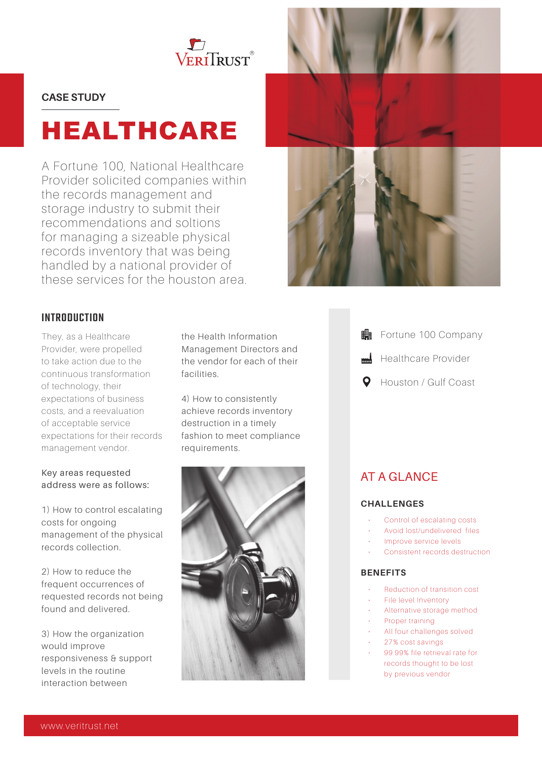VeriTrust®

CASE STUDY

# HEALTHCARE

A Fortune 100, National Healthcare Provider solicited companies within the records management and storage industry to submit their recommendations and soltions for managing a sizeable physical records inventory that was being handled by a national provider of these services for the houston area.

## INTRODUCTION

They, as a Healthcare Provider, were propelled to take action due to the continuous transformation of technology, their expectations of business costs, and a reevaluation of acceptable service expectations for their records management vendor.

Key areas requested address were as follows:

1) How to control escalating costs for ongoing management of the physical records collection.

2) How to reduce the frequent occurrences of requested records not being found and delivered.

3) How the organization would improve responsiveness & support levels in the routine interaction between the Health Information Management Directors and the vendor for each of their facilities.

4) How to consistently achieve records inventory destruction in a timely fashion to meet compliance requirements.

- Fortune 100 Company
- Healthcare Provider
- Houston / Gulf Coast

## AT A GLANCE

### CHALLENGES

- Control of escalating costs
- Avoid lost/undelivered files
- Improve service levels
- Consistent records destruction

### BENEFITS

- Reduction of transition cost
- File level Inventory
- Alternative storage method
- Proper training
- All four challenges solved
- 27% cost savings
- 99.99% file retrieval rate for records thought to be lost by previous vendor

www.veritrust.net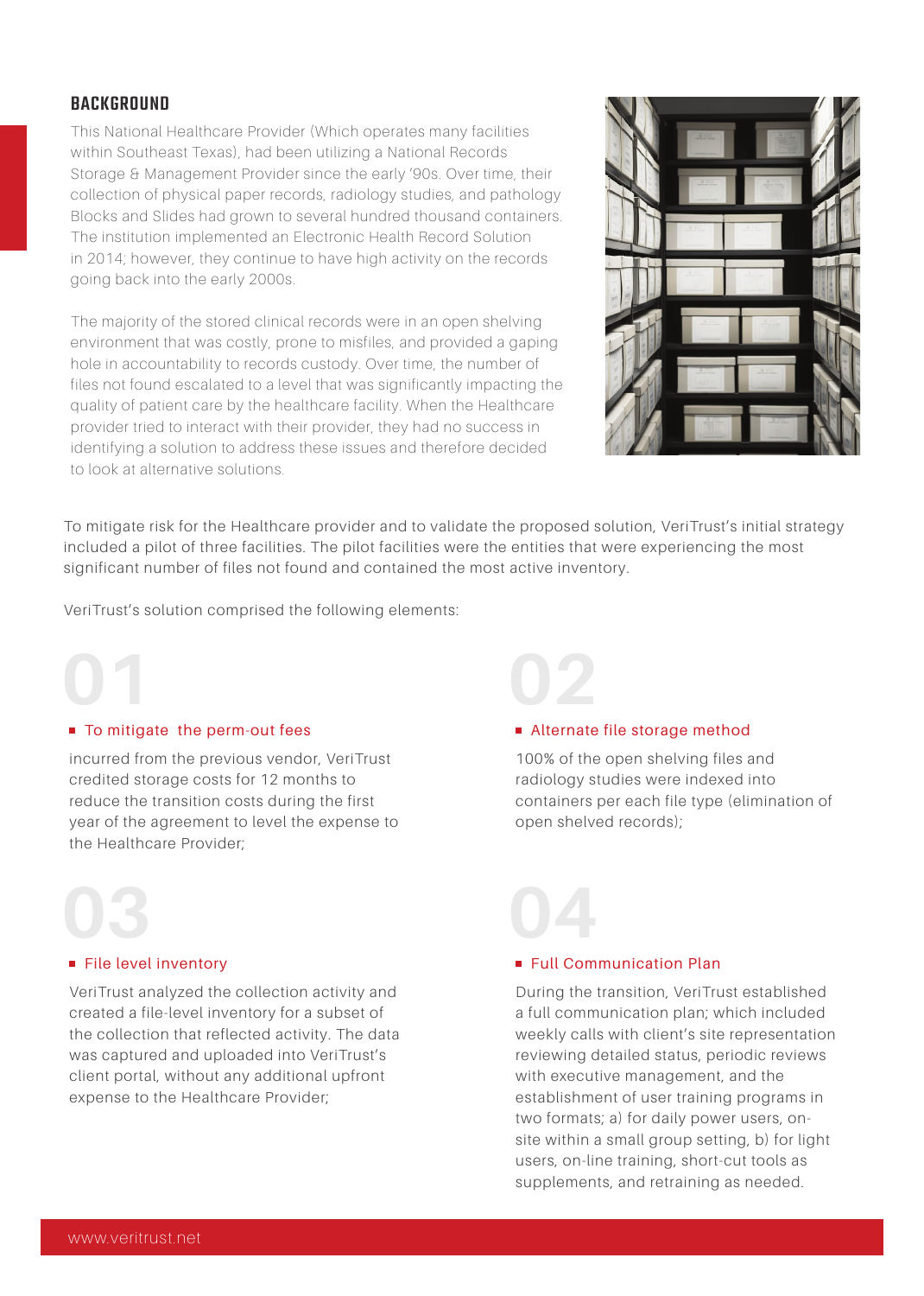## BACKGROUND

This National Healthcare Provider (Which operates many facilities within Southeast Texas), had been utilizing a National Records Storage & Management Provider since the early '90s. Over time, their collection of physical paper records, radiology studies, and pathology Blocks and Slides had grown to several hundred thousand containers. The institution implemented an Electronic Health Record Solution in 2014; however, they continue to have high activity on the records going back into the early 2000s.

The majority of the stored clinical records were in an open shelving environment that was costly, prone to misfiles, and provided a gaping hole in accountability to records custody. Over time, the number of files not found escalated to a level that was significantly impacting the quality of patient care by the healthcare facility. When the Healthcare provider tried to interact with their provider, they had no success in identifying a solution to address these issues and therefore decided to look at alternative solutions.

To mitigate risk for the Healthcare provider and to validate the proposed solution, VeriTrust's initial strategy included a pilot of three facilities. The pilot facilities were the entities that were experiencing the most significant number of files not found and contained the most active inventory.

VeriTrust's solution comprised the following elements:

### 01

- **To mitigate the perm-out fees**

incurred from the previous vendor, VeriTrust credited storage costs for 12 months to reduce the transition costs during the first year of the agreement to level the expense to the Healthcare Provider;

### 02

- **Alternate file storage method**

100% of the open shelving files and radiology studies were indexed into containers per each file type (elimination of open shelved records);

### 03

- **File level inventory**

VeriTrust analyzed the collection activity and created a file-level inventory for a subset of the collection that reflected activity. The data was captured and uploaded into VeriTrust's client portal, without any additional upfront expense to the Healthcare Provider;

### 04

- **Full Communication Plan**

During the transition, VeriTrust established a full communication plan; which included weekly calls with client's site representation reviewing detailed status, periodic reviews with executive management, and the establishment of user training programs in two formats; a) for daily power users, on-site within a small group setting, b) for light users, on-line training, short-cut tools as supplements, and retraining as needed.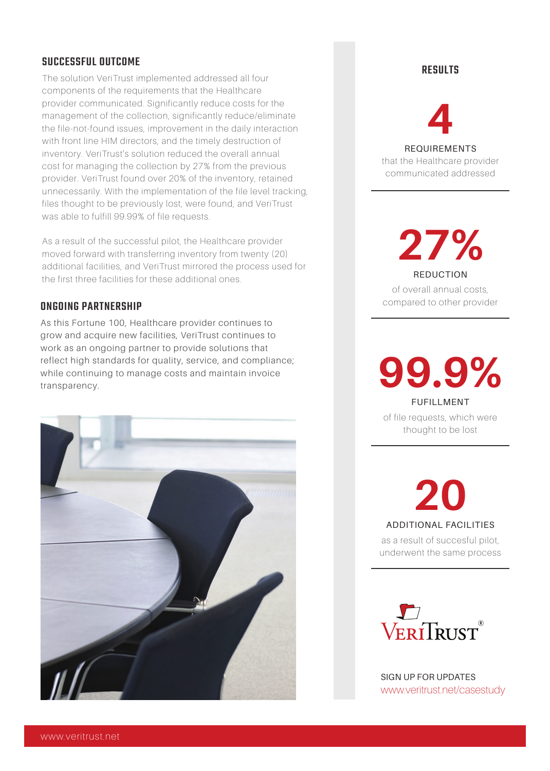## SUCCESSFUL OUTCOME

The solution VeriTrust implemented addressed all four components of the requirements that the Healthcare provider communicated. Significantly reduce costs for the management of the collection, significantly reduce/eliminate the file-not-found issues, improvement in the daily interaction with front line HIM directors, and the timely destruction of inventory. VeriTrust's solution reduced the overall annual cost for managing the collection by 27% from the previous provider. VeriTrust found over 20% of the inventory, retained unnecessarily. With the implementation of the file level tracking, files thought to be previously lost, were found, and VeriTrust was able to fulfill 99.99% of file requests.

As a result of the successful pilot, the Healthcare provider moved forward with transferring inventory from twenty (20) additional facilities, and VeriTrust mirrored the process used for the first three facilities for these additional ones.

## ONGOING PARTNERSHIP

As this Fortune 100, Healthcare provider continues to grow and acquire new facilities, VeriTrust continues to work as an ongoing partner to provide solutions that reflect high standards for quality, service, and compliance; while continuing to manage costs and maintain invoice transparency.

## RESULTS

**4**

REQUIREMENTS

that the Healthcare provider communicated addressed

**27%**

REDUCTION

of overall annual costs, compared to other provider

**99.9%**

FUFILLMENT

of file requests, which were thought to be lost

**20**

ADDITIONAL FACILITIES

as a result of succesful pilot, underwent the same process

VERITRUST®

SIGN UP FOR UPDATES

www.veritrust.net/casestudy

www.veritrust.net